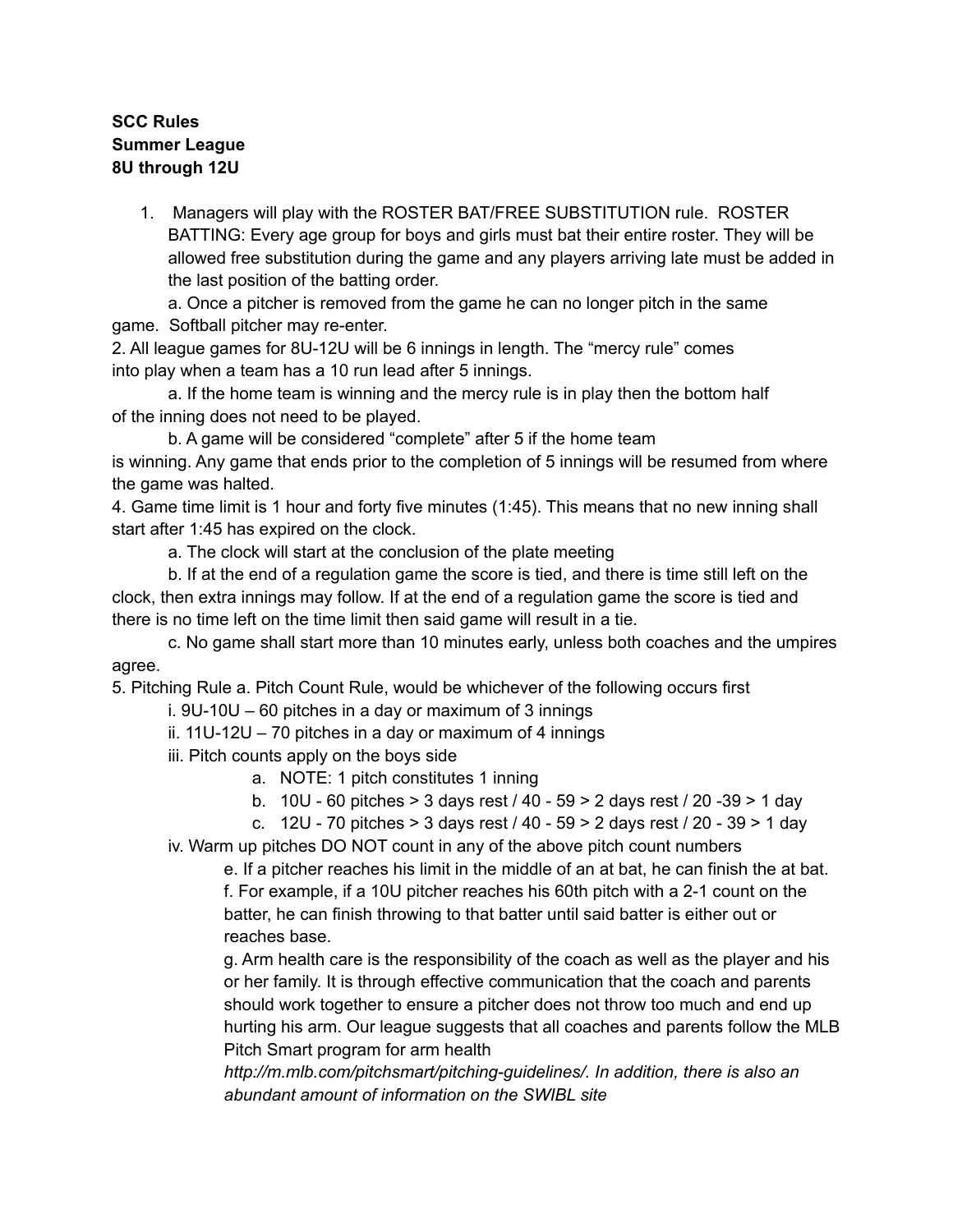**SCC Rules**
**Summer League**
**8U through 12U**

1. Managers will play with the ROSTER BAT/FREE SUBSTITUTION rule. ROSTER BATTING: Every age group for boys and girls must bat their entire roster. They will be allowed free substitution during the game and any players arriving late must be added in the last position of the batting order.

    a. Once a pitcher is removed from the game he can no longer pitch in the same game. Softball pitcher may re-enter.

2. All league games for 8U-12U will be 6 innings in length. The "mercy rule" comes into play when a team has a 10 run lead after 5 innings.

    a. If the home team is winning and the mercy rule is in play then the bottom half of the inning does not need to be played.

    b. A game will be considered "complete" after 5 if the home team is winning. Any game that ends prior to the completion of 5 innings will be resumed from where the game was halted.

4. Game time limit is 1 hour and forty five minutes (1:45). This means that no new inning shall start after 1:45 has expired on the clock.

    a. The clock will start at the conclusion of the plate meeting

    b. If at the end of a regulation game the score is tied, and there is time still left on the clock, then extra innings may follow. If at the end of a regulation game the score is tied and there is no time left on the time limit then said game will result in a tie.

    c. No game shall start more than 10 minutes early, unless both coaches and the umpires agree.

5. Pitching Rule a. Pitch Count Rule, would be whichever of the following occurs first

    i. 9U-10U – 60 pitches in a day or maximum of 3 innings

    ii. 11U-12U – 70 pitches in a day or maximum of 4 innings

    iii. Pitch counts apply on the boys side

    - a. NOTE: 1 pitch constitutes 1 inning
    - b. 10U - 60 pitches > 3 days rest / 40 - 59 > 2 days rest / 20 -39 > 1 day
    - c. 12U - 70 pitches > 3 days rest / 40 - 59 > 2 days rest / 20 - 39 > 1 day

    iv. Warm up pitches DO NOT count in any of the above pitch count numbers

    e. If a pitcher reaches his limit in the middle of an at bat, he can finish the at bat.

    f. For example, if a 10U pitcher reaches his 60th pitch with a 2-1 count on the batter, he can finish throwing to that batter until said batter is either out or reaches base.

    g. Arm health care is the responsibility of the coach as well as the player and his or her family. It is through effective communication that the coach and parents should work together to ensure a pitcher does not throw too much and end up hurting his arm. Our league suggests that all coaches and parents follow the MLB Pitch Smart program for arm health *http://m.mlb.com/pitchsmart/pitching-guidelines/. In addition, there is also an abundant amount of information on the SWIBL site*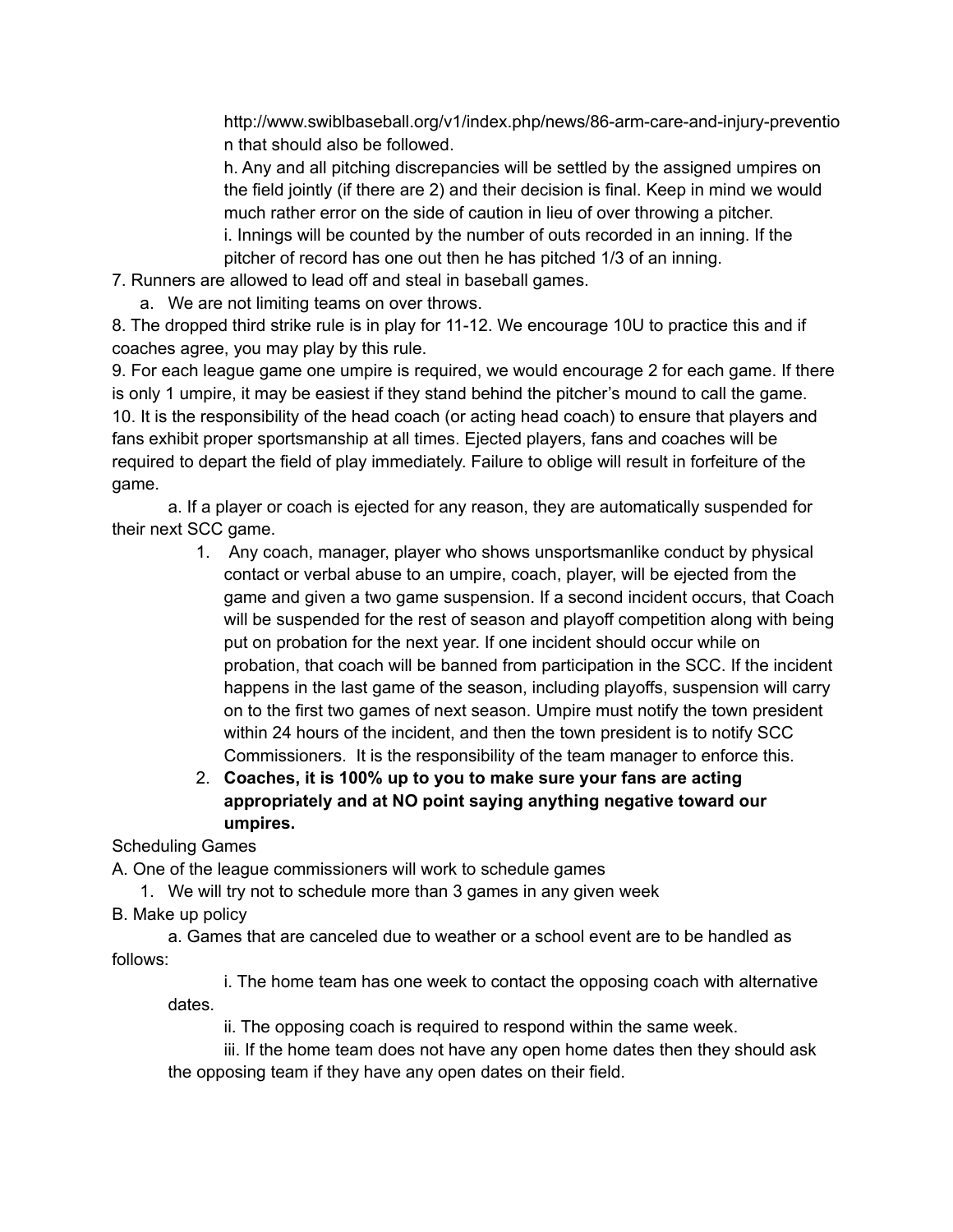http://www.swiblbaseball.org/v1/index.php/news/86-arm-care-and-injury-prevention that should also be followed.

h. Any and all pitching discrepancies will be settled by the assigned umpires on the field jointly (if there are 2) and their decision is final. Keep in mind we would much rather error on the side of caution in lieu of over throwing a pitcher.

i. Innings will be counted by the number of outs recorded in an inning. If the pitcher of record has one out then he has pitched 1/3 of an inning.

7. Runners are allowed to lead off and steal in baseball games.
   a. We are not limiting teams on over throws.

8. The dropped third strike rule is in play for 11-12. We encourage 10U to practice this and if coaches agree, you may play by this rule.

9. For each league game one umpire is required, we would encourage 2 for each game. If there is only 1 umpire, it may be easiest if they stand behind the pitcher's mound to call the game.

10. It is the responsibility of the head coach (or acting head coach) to ensure that players and fans exhibit proper sportsmanship at all times. Ejected players, fans and coaches will be required to depart the field of play immediately. Failure to oblige will result in forfeiture of the game.

a. If a player or coach is ejected for any reason, they are automatically suspended for their next SCC game.

1. Any coach, manager, player who shows unsportsmanlike conduct by physical contact or verbal abuse to an umpire, coach, player, will be ejected from the game and given a two game suspension. If a second incident occurs, that Coach will be suspended for the rest of season and playoff competition along with being put on probation for the next year. If one incident should occur while on probation, that coach will be banned from participation in the SCC. If the incident happens in the last game of the season, including playoffs, suspension will carry on to the first two games of next season. Umpire must notify the town president within 24 hours of the incident, and then the town president is to notify SCC Commissioners. It is the responsibility of the team manager to enforce this.
2. **Coaches, it is 100% up to you to make sure your fans are acting appropriately and at NO point saying anything negative toward our umpires.**

Scheduling Games

A. One of the league commissioners will work to schedule games
   1. We will try not to schedule more than 3 games in any given week

B. Make up policy

a. Games that are canceled due to weather or a school event are to be handled as follows:

i. The home team has one week to contact the opposing coach with alternative dates.

ii. The opposing coach is required to respond within the same week.

iii. If the home team does not have any open home dates then they should ask the opposing team if they have any open dates on their field.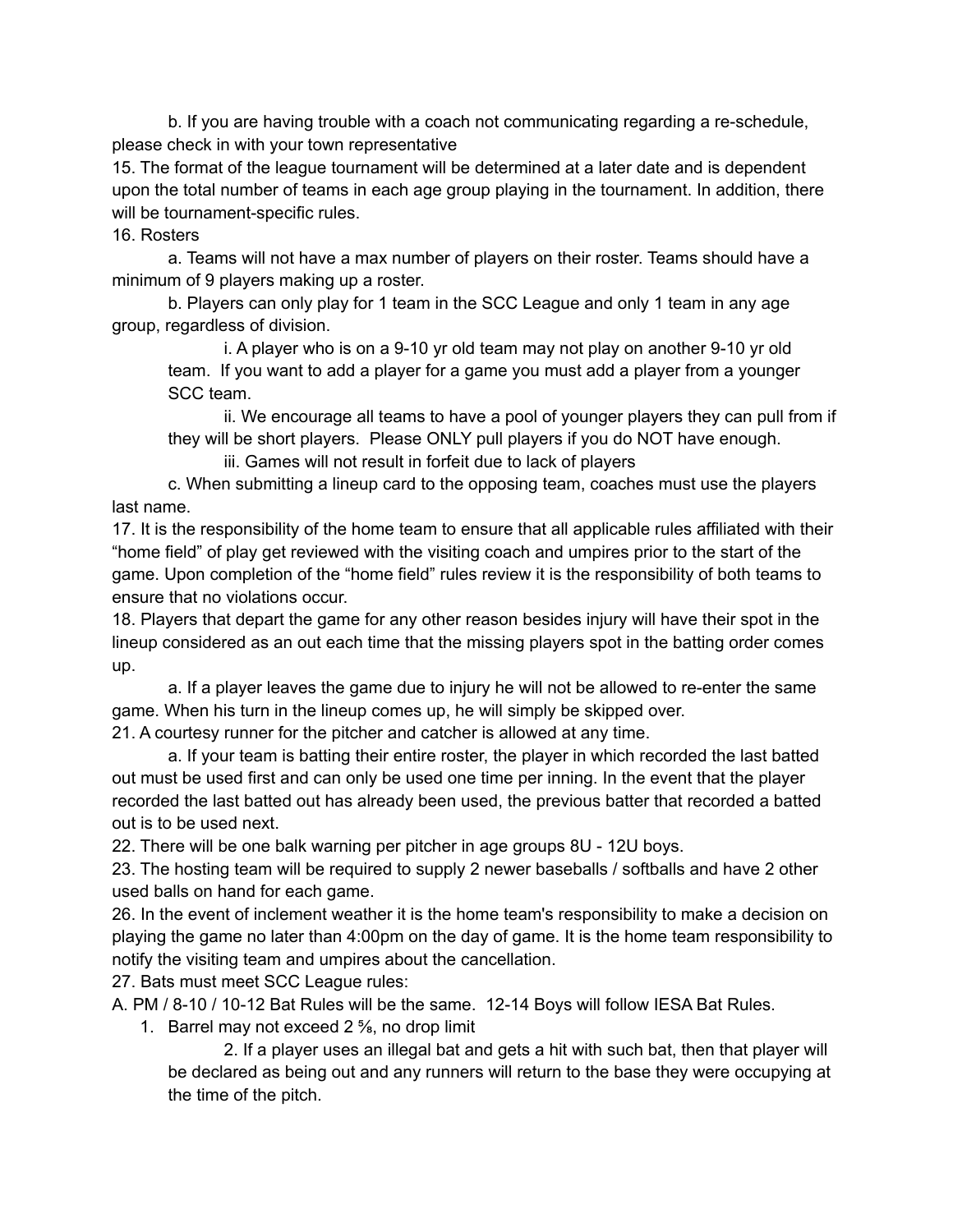b. If you are having trouble with a coach not communicating regarding a re-schedule, please check in with your town representative

15. The format of the league tournament will be determined at a later date and is dependent upon the total number of teams in each age group playing in the tournament. In addition, there will be tournament-specific rules.

16. Rosters

a. Teams will not have a max number of players on their roster. Teams should have a minimum of 9 players making up a roster.

b. Players can only play for 1 team in the SCC League and only 1 team in any age group, regardless of division.

i. A player who is on a 9-10 yr old team may not play on another 9-10 yr old team. If you want to add a player for a game you must add a player from a younger SCC team.

ii. We encourage all teams to have a pool of younger players they can pull from if they will be short players. Please ONLY pull players if you do NOT have enough.

iii. Games will not result in forfeit due to lack of players

c. When submitting a lineup card to the opposing team, coaches must use the players last name.

17. It is the responsibility of the home team to ensure that all applicable rules affiliated with their "home field" of play get reviewed with the visiting coach and umpires prior to the start of the game. Upon completion of the "home field" rules review it is the responsibility of both teams to ensure that no violations occur.

18. Players that depart the game for any other reason besides injury will have their spot in the lineup considered as an out each time that the missing players spot in the batting order comes up.

a. If a player leaves the game due to injury he will not be allowed to re-enter the same game. When his turn in the lineup comes up, he will simply be skipped over.

21. A courtesy runner for the pitcher and catcher is allowed at any time.

a. If your team is batting their entire roster, the player in which recorded the last batted out must be used first and can only be used one time per inning. In the event that the player recorded the last batted out has already been used, the previous batter that recorded a batted out is to be used next.

22. There will be one balk warning per pitcher in age groups 8U - 12U boys.

23. The hosting team will be required to supply 2 newer baseballs / softballs and have 2 other used balls on hand for each game.

26. In the event of inclement weather it is the home team's responsibility to make a decision on playing the game no later than 4:00pm on the day of game. It is the home team responsibility to notify the visiting team and umpires about the cancellation.

27. Bats must meet SCC League rules:

A. PM / 8-10 / 10-12 Bat Rules will be the same. 12-14 Boys will follow IESA Bat Rules.

1. Barrel may not exceed 2 ⅝, no drop limit

2. If a player uses an illegal bat and gets a hit with such bat, then that player will be declared as being out and any runners will return to the base they were occupying at the time of the pitch.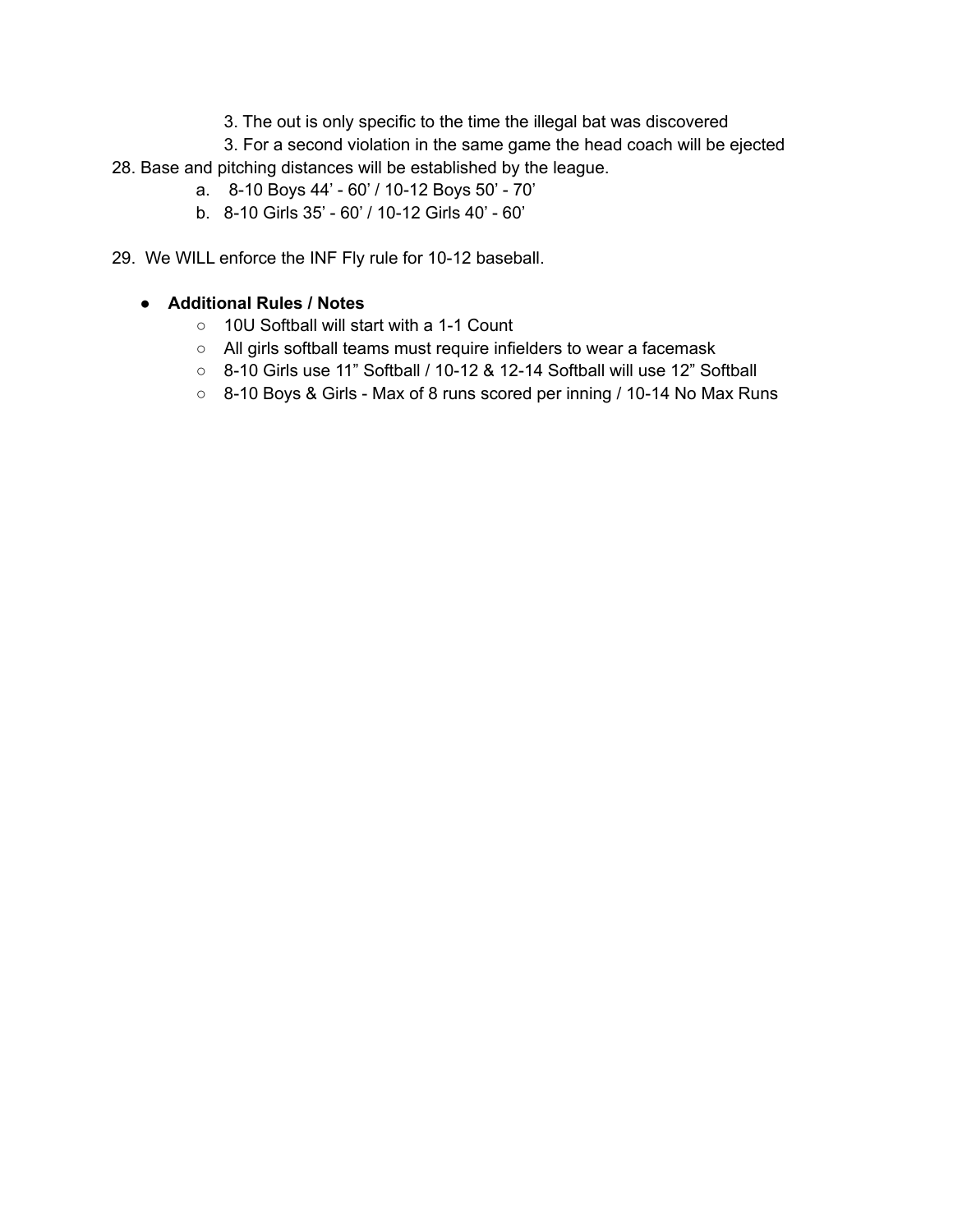3. The out is only specific to the time the illegal bat was discovered
        3. For a second violation in the same game the head coach will be ejected

28. Base and pitching distances will be established by the league.
    a. 8-10 Boys 44' - 60' / 10-12 Boys 50' - 70'
    b. 8-10 Girls 35' - 60' / 10-12 Girls 40' - 60'

29. We WILL enforce the INF Fly rule for 10-12 baseball.

- **Additional Rules / Notes**
    - 10U Softball will start with a 1-1 Count
    - All girls softball teams must require infielders to wear a facemask
    - 8-10 Girls use 11" Softball / 10-12 & 12-14 Softball will use 12" Softball
    - 8-10 Boys & Girls - Max of 8 runs scored per inning / 10-14 No Max Runs